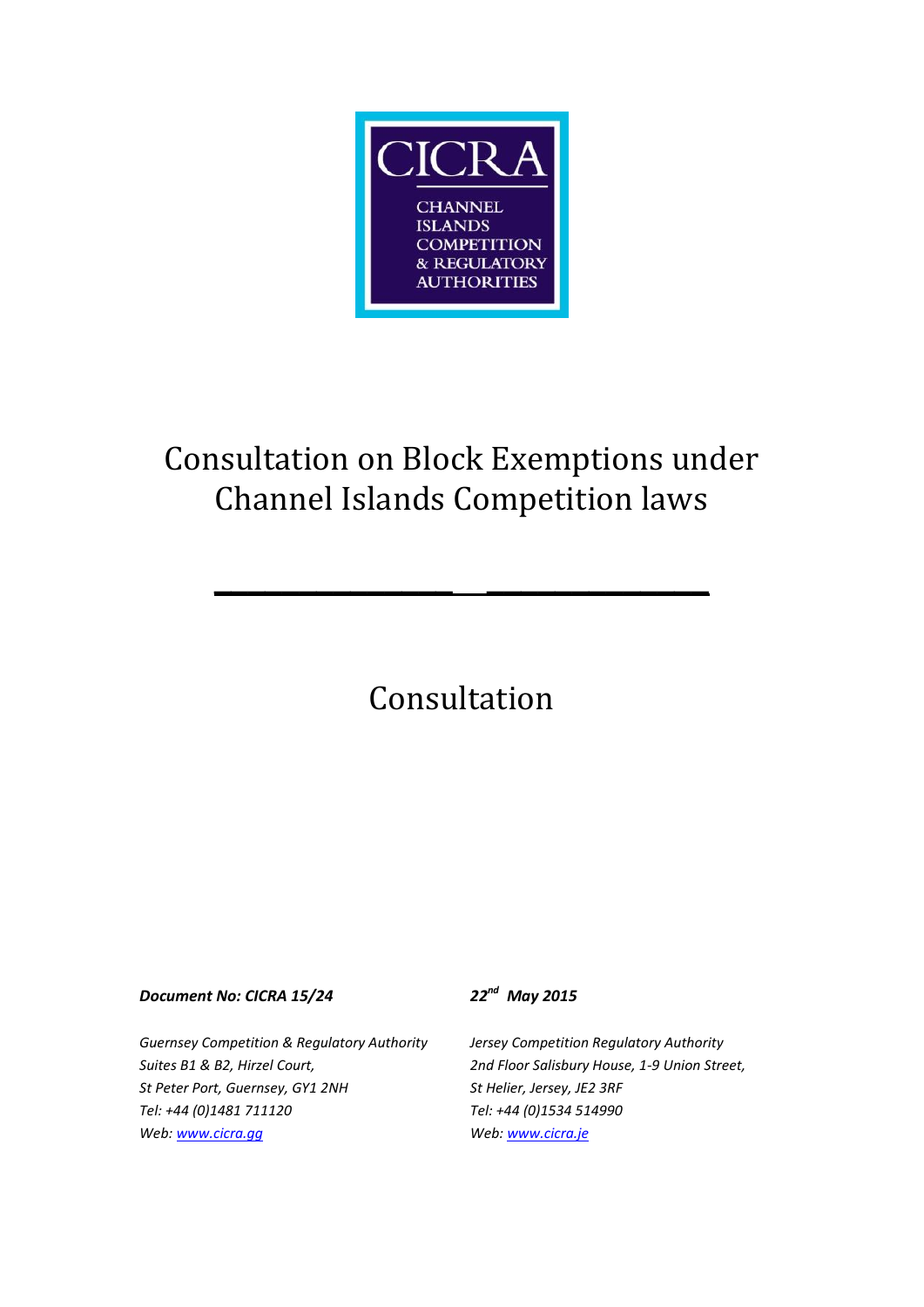CICRA

CHANNEL ISLANDS COMPETITION & REGULATORY AUTHORITIES

# Consultation on Block Exemptions under Channel Islands Competition laws

## Consultation

***Document No: CICRA 15/24***

***22nd May 2015***

*Guernsey Competition & Regulatory Authority*
*Suites B1 & B2, Hirzel Court,*
*St Peter Port, Guernsey, GY1 2NH*
*Tel: +44 (0)1481 711120*
*Web: [www.cicra.gg](http://www.cicra.gg)*

*Jersey Competition Regulatory Authority*
*2nd Floor Salisbury House, 1-9 Union Street,*
*St Helier, Jersey, JE2 3RF*
*Tel: +44 (0)1534 514990*
*Web: [www.cicra.je](http://www.cicra.je)*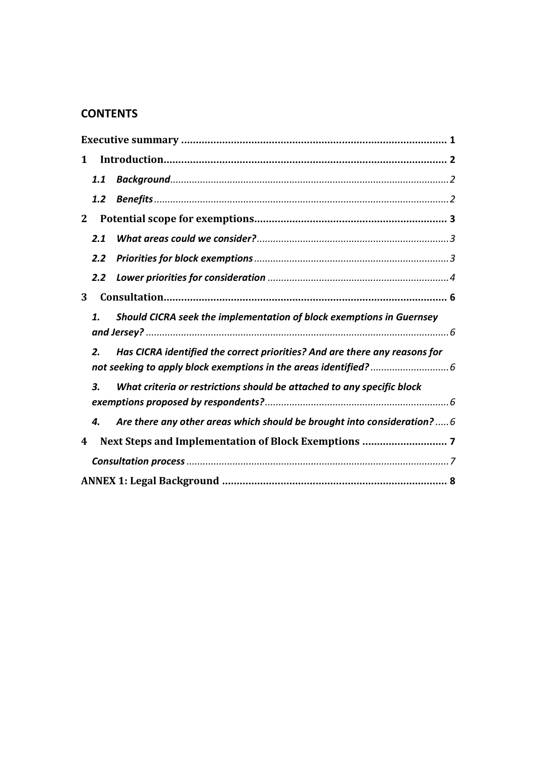## CONTENTS

Executive summary ..... 1

1 Introduction ..... 2

- 1.1 *Background* ..... 2
- 1.2 *Benefits* ..... 2

2 Potential scope for exemptions ..... 3

- 2.1 *What areas could we consider?* ..... 3
- 2.2 *Priorities for block exemptions* ..... 3
- 2.2 *Lower priorities for consideration* ..... 4

3 Consultation ..... 6

- 1. ***Should CICRA seek the implementation of block exemptions in Guernsey and Jersey?*** ..... 6
- 2. ***Has CICRA identified the correct priorities? And are there any reasons for not seeking to apply block exemptions in the areas identified?*** ..... 6
- 3. ***What criteria or restrictions should be attached to any specific block exemptions proposed by respondents?*** ..... 6
- 4. ***Are there any other areas which should be brought into consideration?*** ..... 6

4 Next Steps and Implementation of Block Exemptions ..... 7

- *Consultation process* ..... 7

ANNEX 1: Legal Background ..... 8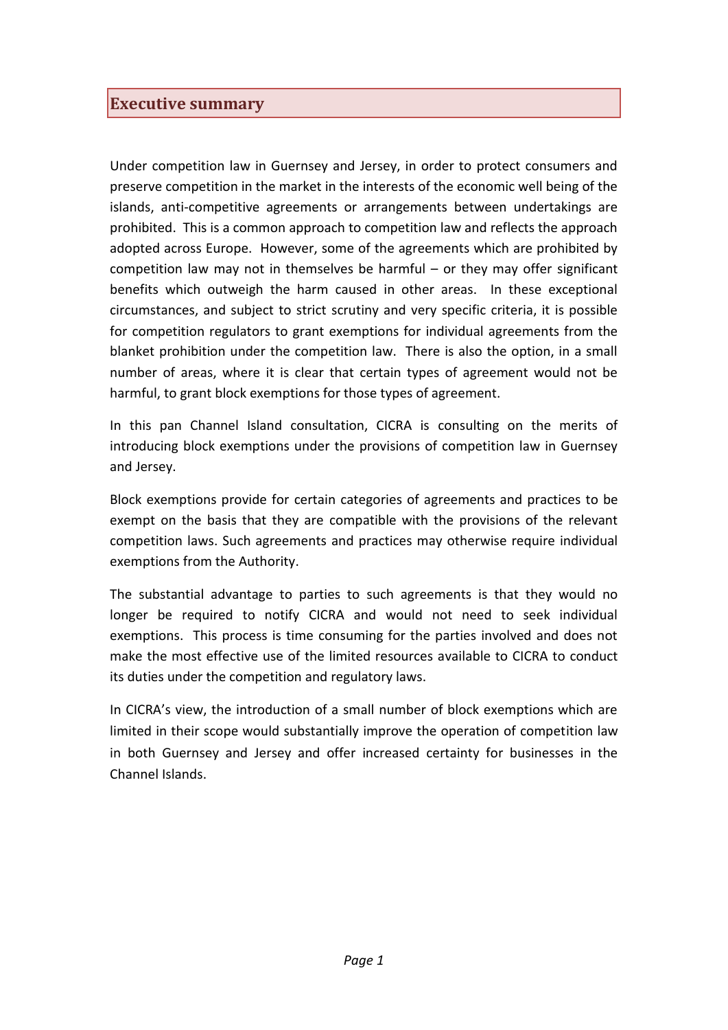## Executive summary

Under competition law in Guernsey and Jersey, in order to protect consumers and preserve competition in the market in the interests of the economic well being of the islands, anti-competitive agreements or arrangements between undertakings are prohibited. This is a common approach to competition law and reflects the approach adopted across Europe. However, some of the agreements which are prohibited by competition law may not in themselves be harmful – or they may offer significant benefits which outweigh the harm caused in other areas. In these exceptional circumstances, and subject to strict scrutiny and very specific criteria, it is possible for competition regulators to grant exemptions for individual agreements from the blanket prohibition under the competition law. There is also the option, in a small number of areas, where it is clear that certain types of agreement would not be harmful, to grant block exemptions for those types of agreement.

In this pan Channel Island consultation, CICRA is consulting on the merits of introducing block exemptions under the provisions of competition law in Guernsey and Jersey.

Block exemptions provide for certain categories of agreements and practices to be exempt on the basis that they are compatible with the provisions of the relevant competition laws. Such agreements and practices may otherwise require individual exemptions from the Authority.

The substantial advantage to parties to such agreements is that they would no longer be required to notify CICRA and would not need to seek individual exemptions. This process is time consuming for the parties involved and does not make the most effective use of the limited resources available to CICRA to conduct its duties under the competition and regulatory laws.

In CICRA's view, the introduction of a small number of block exemptions which are limited in their scope would substantially improve the operation of competition law in both Guernsey and Jersey and offer increased certainty for businesses in the Channel Islands.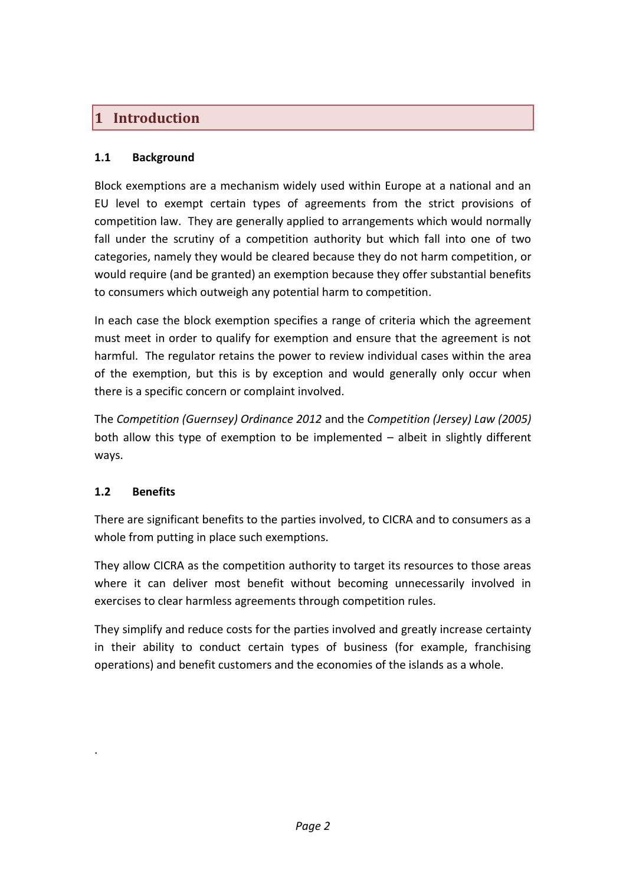# 1 Introduction

## 1.1 Background

Block exemptions are a mechanism widely used within Europe at a national and an EU level to exempt certain types of agreements from the strict provisions of competition law. They are generally applied to arrangements which would normally fall under the scrutiny of a competition authority but which fall into one of two categories, namely they would be cleared because they do not harm competition, or would require (and be granted) an exemption because they offer substantial benefits to consumers which outweigh any potential harm to competition.

In each case the block exemption specifies a range of criteria which the agreement must meet in order to qualify for exemption and ensure that the agreement is not harmful. The regulator retains the power to review individual cases within the area of the exemption, but this is by exception and would generally only occur when there is a specific concern or complaint involved.

The *Competition (Guernsey) Ordinance 2012* and the *Competition (Jersey) Law (2005)* both allow this type of exemption to be implemented – albeit in slightly different ways.

## 1.2 Benefits

There are significant benefits to the parties involved, to CICRA and to consumers as a whole from putting in place such exemptions.

They allow CICRA as the competition authority to target its resources to those areas where it can deliver most benefit without becoming unnecessarily involved in exercises to clear harmless agreements through competition rules.

They simplify and reduce costs for the parties involved and greatly increase certainty in their ability to conduct certain types of business (for example, franchising operations) and benefit customers and the economies of the islands as a whole.

.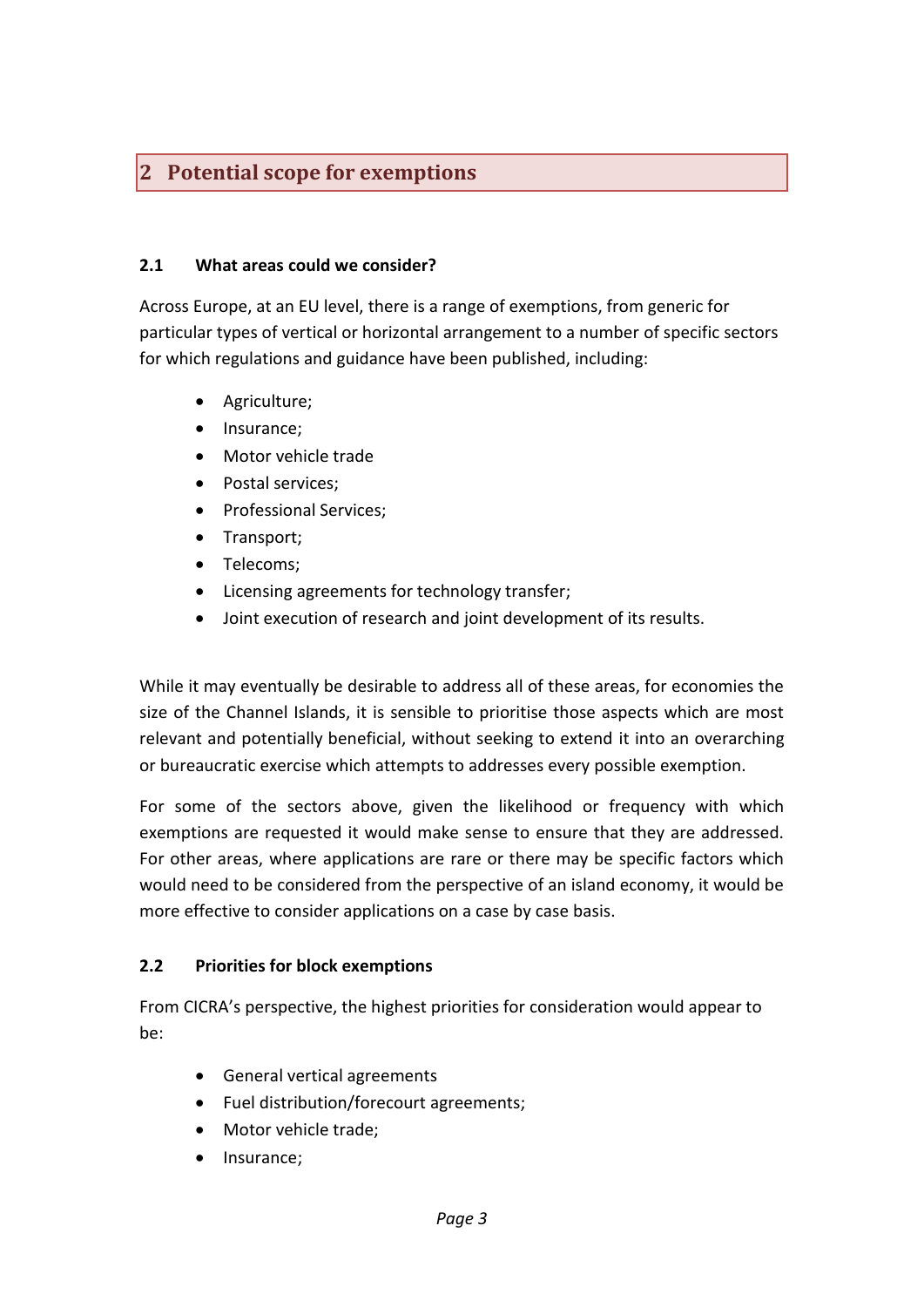## 2 Potential scope for exemptions

### 2.1 What areas could we consider?

Across Europe, at an EU level, there is a range of exemptions, from generic for particular types of vertical or horizontal arrangement to a number of specific sectors for which regulations and guidance have been published, including:

- Agriculture;
- Insurance;
- Motor vehicle trade
- Postal services;
- Professional Services;
- Transport;
- Telecoms;
- Licensing agreements for technology transfer;
- Joint execution of research and joint development of its results.

While it may eventually be desirable to address all of these areas, for economies the size of the Channel Islands, it is sensible to prioritise those aspects which are most relevant and potentially beneficial, without seeking to extend it into an overarching or bureaucratic exercise which attempts to addresses every possible exemption.

For some of the sectors above, given the likelihood or frequency with which exemptions are requested it would make sense to ensure that they are addressed. For other areas, where applications are rare or there may be specific factors which would need to be considered from the perspective of an island economy, it would be more effective to consider applications on a case by case basis.

### 2.2 Priorities for block exemptions

From CICRA's perspective, the highest priorities for consideration would appear to be:

- General vertical agreements
- Fuel distribution/forecourt agreements;
- Motor vehicle trade;
- Insurance;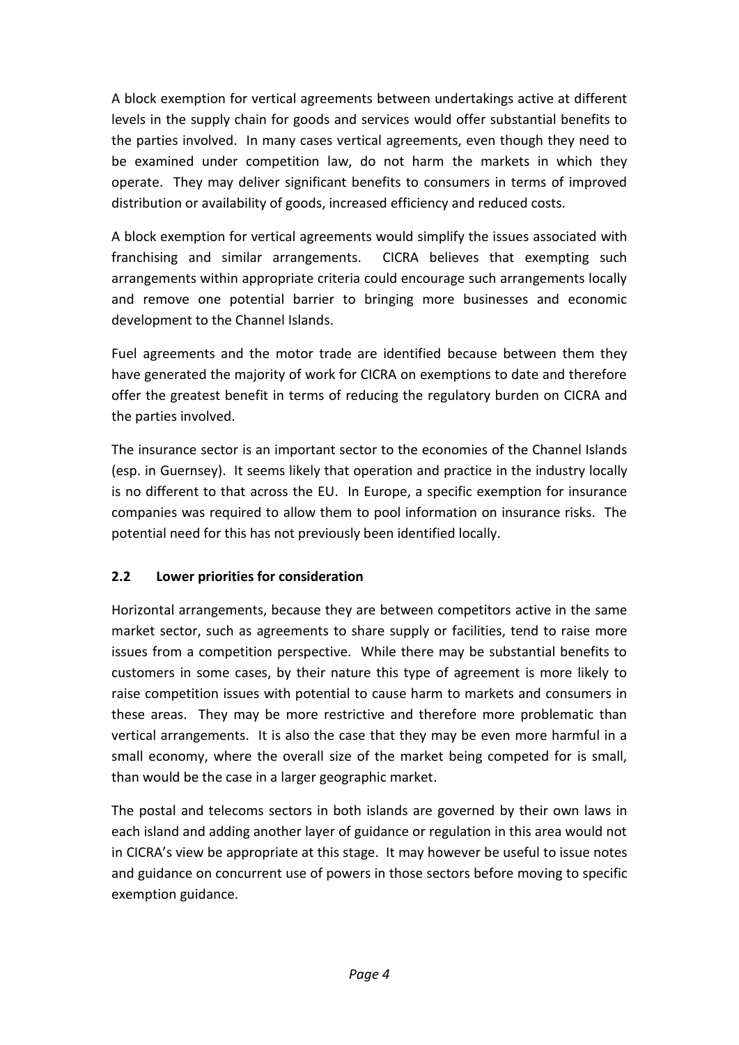A block exemption for vertical agreements between undertakings active at different levels in the supply chain for goods and services would offer substantial benefits to the parties involved. In many cases vertical agreements, even though they need to be examined under competition law, do not harm the markets in which they operate. They may deliver significant benefits to consumers in terms of improved distribution or availability of goods, increased efficiency and reduced costs.

A block exemption for vertical agreements would simplify the issues associated with franchising and similar arrangements. CICRA believes that exempting such arrangements within appropriate criteria could encourage such arrangements locally and remove one potential barrier to bringing more businesses and economic development to the Channel Islands.

Fuel agreements and the motor trade are identified because between them they have generated the majority of work for CICRA on exemptions to date and therefore offer the greatest benefit in terms of reducing the regulatory burden on CICRA and the parties involved.

The insurance sector is an important sector to the economies of the Channel Islands (esp. in Guernsey). It seems likely that operation and practice in the industry locally is no different to that across the EU. In Europe, a specific exemption for insurance companies was required to allow them to pool information on insurance risks. The potential need for this has not previously been identified locally.

## 2.2 Lower priorities for consideration

Horizontal arrangements, because they are between competitors active in the same market sector, such as agreements to share supply or facilities, tend to raise more issues from a competition perspective. While there may be substantial benefits to customers in some cases, by their nature this type of agreement is more likely to raise competition issues with potential to cause harm to markets and consumers in these areas. They may be more restrictive and therefore more problematic than vertical arrangements. It is also the case that they may be even more harmful in a small economy, where the overall size of the market being competed for is small, than would be the case in a larger geographic market.

The postal and telecoms sectors in both islands are governed by their own laws in each island and adding another layer of guidance or regulation in this area would not in CICRA's view be appropriate at this stage. It may however be useful to issue notes and guidance on concurrent use of powers in those sectors before moving to specific exemption guidance.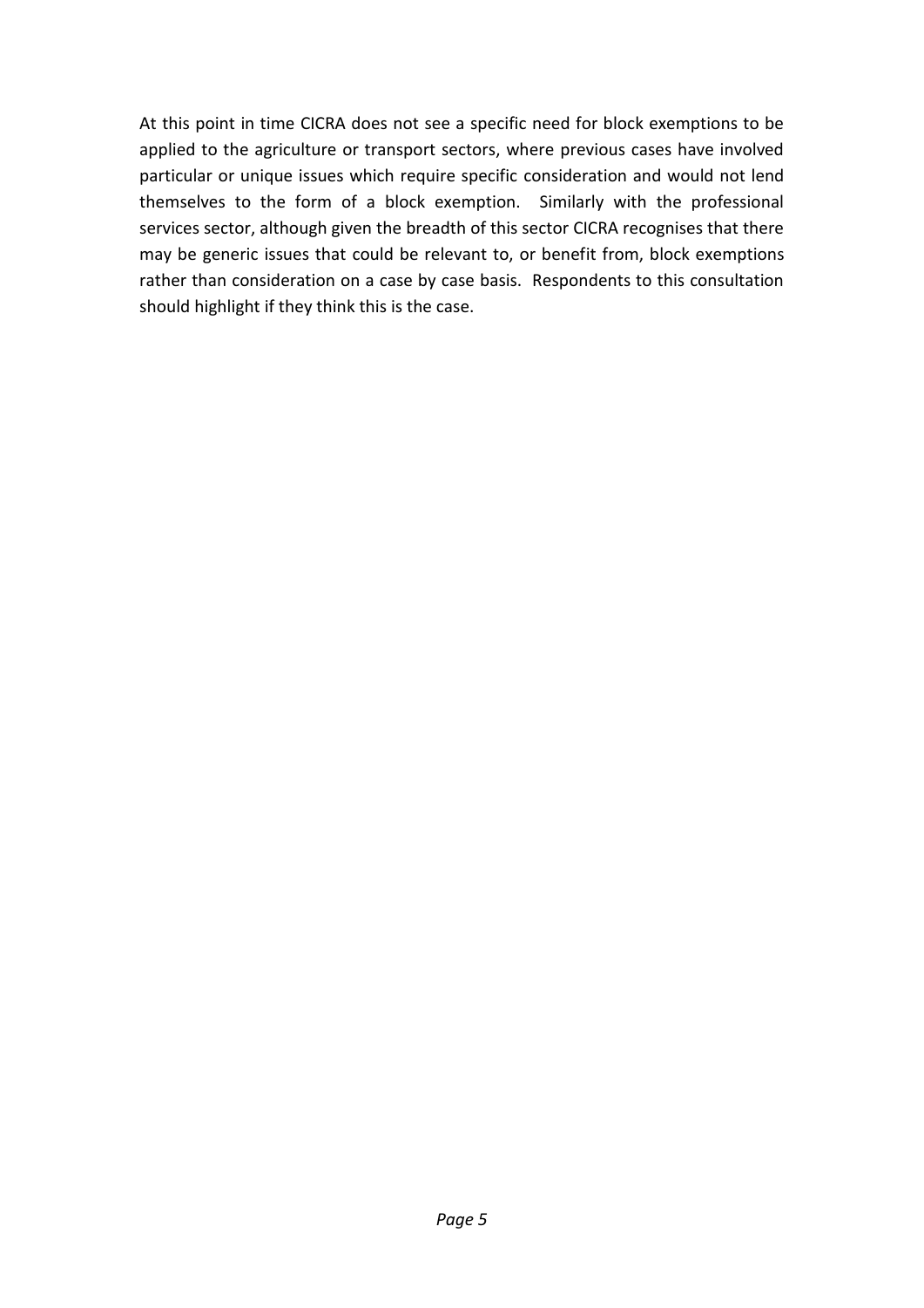At this point in time CICRA does not see a specific need for block exemptions to be applied to the agriculture or transport sectors, where previous cases have involved particular or unique issues which require specific consideration and would not lend themselves to the form of a block exemption. Similarly with the professional services sector, although given the breadth of this sector CICRA recognises that there may be generic issues that could be relevant to, or benefit from, block exemptions rather than consideration on a case by case basis. Respondents to this consultation should highlight if they think this is the case.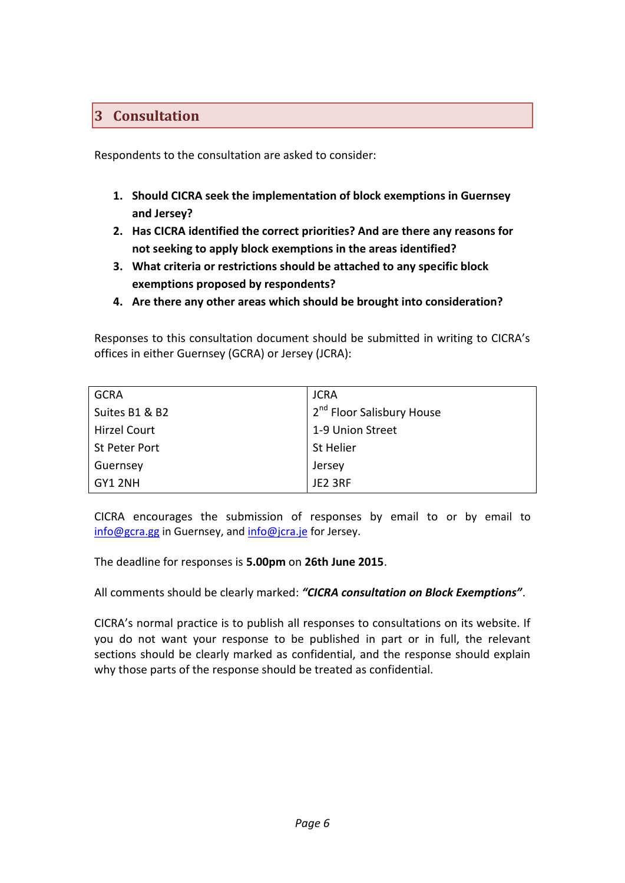## 3 Consultation

Respondents to the consultation are asked to consider:

1. **Should CICRA seek the implementation of block exemptions in Guernsey and Jersey?**
2. **Has CICRA identified the correct priorities? And are there any reasons for not seeking to apply block exemptions in the areas identified?**
3. **What criteria or restrictions should be attached to any specific block exemptions proposed by respondents?**
4. **Are there any other areas which should be brought into consideration?**

Responses to this consultation document should be submitted in writing to CICRA's offices in either Guernsey (GCRA) or Jersey (JCRA):

| GCRA | JCRA |
|---|---|
| Suites B1 & B2 | 2nd Floor Salisbury House |
| Hirzel Court | 1-9 Union Street |
| St Peter Port | St Helier |
| Guernsey | Jersey |
| GY1 2NH | JE2 3RF |

CICRA encourages the submission of responses by email to or by email to info@gcra.gg in Guernsey, and info@jcra.je for Jersey.

The deadline for responses is **5.00pm** on **26th June 2015**.

All comments should be clearly marked: ***"CICRA consultation on Block Exemptions"***.

CICRA's normal practice is to publish all responses to consultations on its website. If you do not want your response to be published in part or in full, the relevant sections should be clearly marked as confidential, and the response should explain why those parts of the response should be treated as confidential.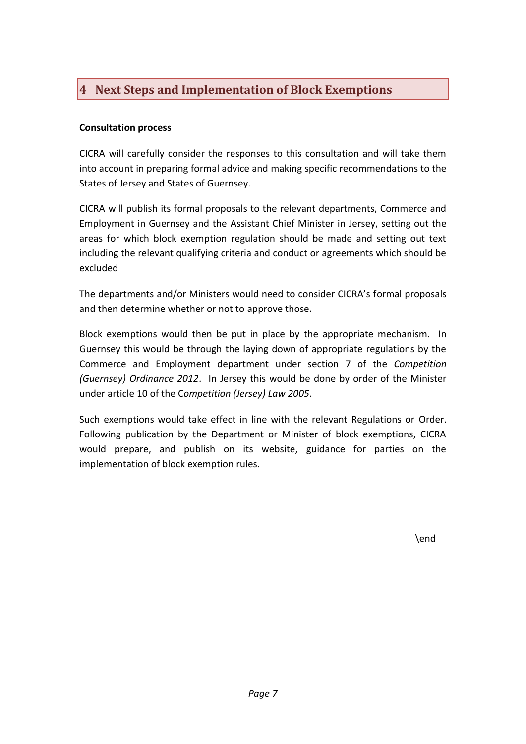# 4 Next Steps and Implementation of Block Exemptions

**Consultation process**

CICRA will carefully consider the responses to this consultation and will take them into account in preparing formal advice and making specific recommendations to the States of Jersey and States of Guernsey.

CICRA will publish its formal proposals to the relevant departments, Commerce and Employment in Guernsey and the Assistant Chief Minister in Jersey, setting out the areas for which block exemption regulation should be made and setting out text including the relevant qualifying criteria and conduct or agreements which should be excluded

The departments and/or Ministers would need to consider CICRA's formal proposals and then determine whether or not to approve those.

Block exemptions would then be put in place by the appropriate mechanism. In Guernsey this would be through the laying down of appropriate regulations by the Commerce and Employment department under section 7 of the *Competition (Guernsey) Ordinance 2012*. In Jersey this would be done by order of the Minister under article 10 of the C*ompetition (Jersey) Law 2005*.

Such exemptions would take effect in line with the relevant Regulations or Order. Following publication by the Department or Minister of block exemptions, CICRA would prepare, and publish on its website, guidance for parties on the implementation of block exemption rules.

\end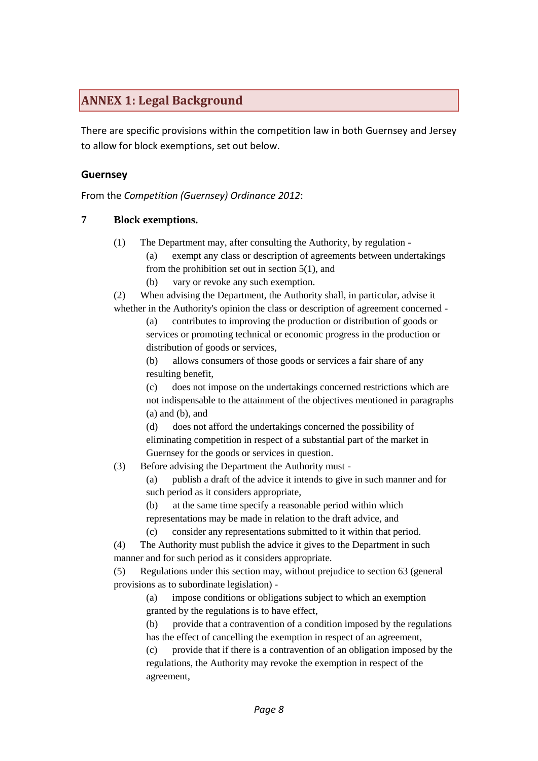## ANNEX 1: Legal Background

There are specific provisions within the competition law in both Guernsey and Jersey to allow for block exemptions, set out below.

### Guernsey

From the *Competition (Guernsey) Ordinance 2012*:

**7 Block exemptions.**

(1) The Department may, after consulting the Authority, by regulation -

(a) exempt any class or description of agreements between undertakings from the prohibition set out in section 5(1), and

(b) vary or revoke any such exemption.

(2) When advising the Department, the Authority shall, in particular, advise it whether in the Authority's opinion the class or description of agreement concerned -

(a) contributes to improving the production or distribution of goods or services or promoting technical or economic progress in the production or distribution of goods or services,

(b) allows consumers of those goods or services a fair share of any resulting benefit,

(c) does not impose on the undertakings concerned restrictions which are not indispensable to the attainment of the objectives mentioned in paragraphs (a) and (b), and

(d) does not afford the undertakings concerned the possibility of eliminating competition in respect of a substantial part of the market in Guernsey for the goods or services in question.

(3) Before advising the Department the Authority must -

(a) publish a draft of the advice it intends to give in such manner and for such period as it considers appropriate,

(b) at the same time specify a reasonable period within which representations may be made in relation to the draft advice, and

(c) consider any representations submitted to it within that period.

(4) The Authority must publish the advice it gives to the Department in such manner and for such period as it considers appropriate.

(5) Regulations under this section may, without prejudice to section 63 (general provisions as to subordinate legislation) -

(a) impose conditions or obligations subject to which an exemption granted by the regulations is to have effect,

(b) provide that a contravention of a condition imposed by the regulations has the effect of cancelling the exemption in respect of an agreement,

(c) provide that if there is a contravention of an obligation imposed by the regulations, the Authority may revoke the exemption in respect of the agreement,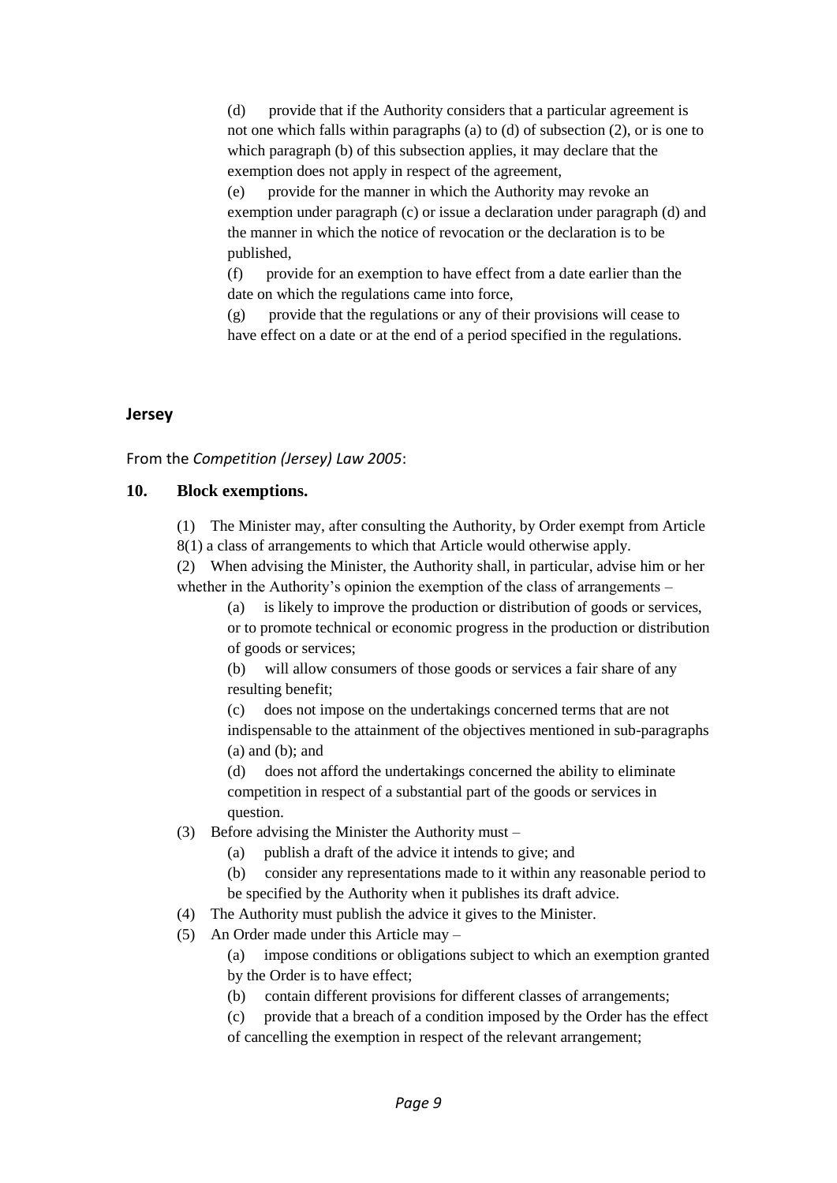(d) provide that if the Authority considers that a particular agreement is not one which falls within paragraphs (a) to (d) of subsection (2), or is one to which paragraph (b) of this subsection applies, it may declare that the exemption does not apply in respect of the agreement,

(e) provide for the manner in which the Authority may revoke an exemption under paragraph (c) or issue a declaration under paragraph (d) and the manner in which the notice of revocation or the declaration is to be published,

(f) provide for an exemption to have effect from a date earlier than the date on which the regulations came into force,

(g) provide that the regulations or any of their provisions will cease to have effect on a date or at the end of a period specified in the regulations.

## Jersey

From the *Competition (Jersey) Law 2005*:

### 10. Block exemptions.

(1) The Minister may, after consulting the Authority, by Order exempt from Article 8(1) a class of arrangements to which that Article would otherwise apply.

(2) When advising the Minister, the Authority shall, in particular, advise him or her whether in the Authority's opinion the exemption of the class of arrangements –

(a) is likely to improve the production or distribution of goods or services, or to promote technical or economic progress in the production or distribution of goods or services;

(b) will allow consumers of those goods or services a fair share of any resulting benefit;

(c) does not impose on the undertakings concerned terms that are not indispensable to the attainment of the objectives mentioned in sub-paragraphs (a) and (b); and

(d) does not afford the undertakings concerned the ability to eliminate competition in respect of a substantial part of the goods or services in question.

(3) Before advising the Minister the Authority must –

(a) publish a draft of the advice it intends to give; and

(b) consider any representations made to it within any reasonable period to be specified by the Authority when it publishes its draft advice.

(4) The Authority must publish the advice it gives to the Minister.

(5) An Order made under this Article may –

(a) impose conditions or obligations subject to which an exemption granted by the Order is to have effect;

(b) contain different provisions for different classes of arrangements;

(c) provide that a breach of a condition imposed by the Order has the effect of cancelling the exemption in respect of the relevant arrangement;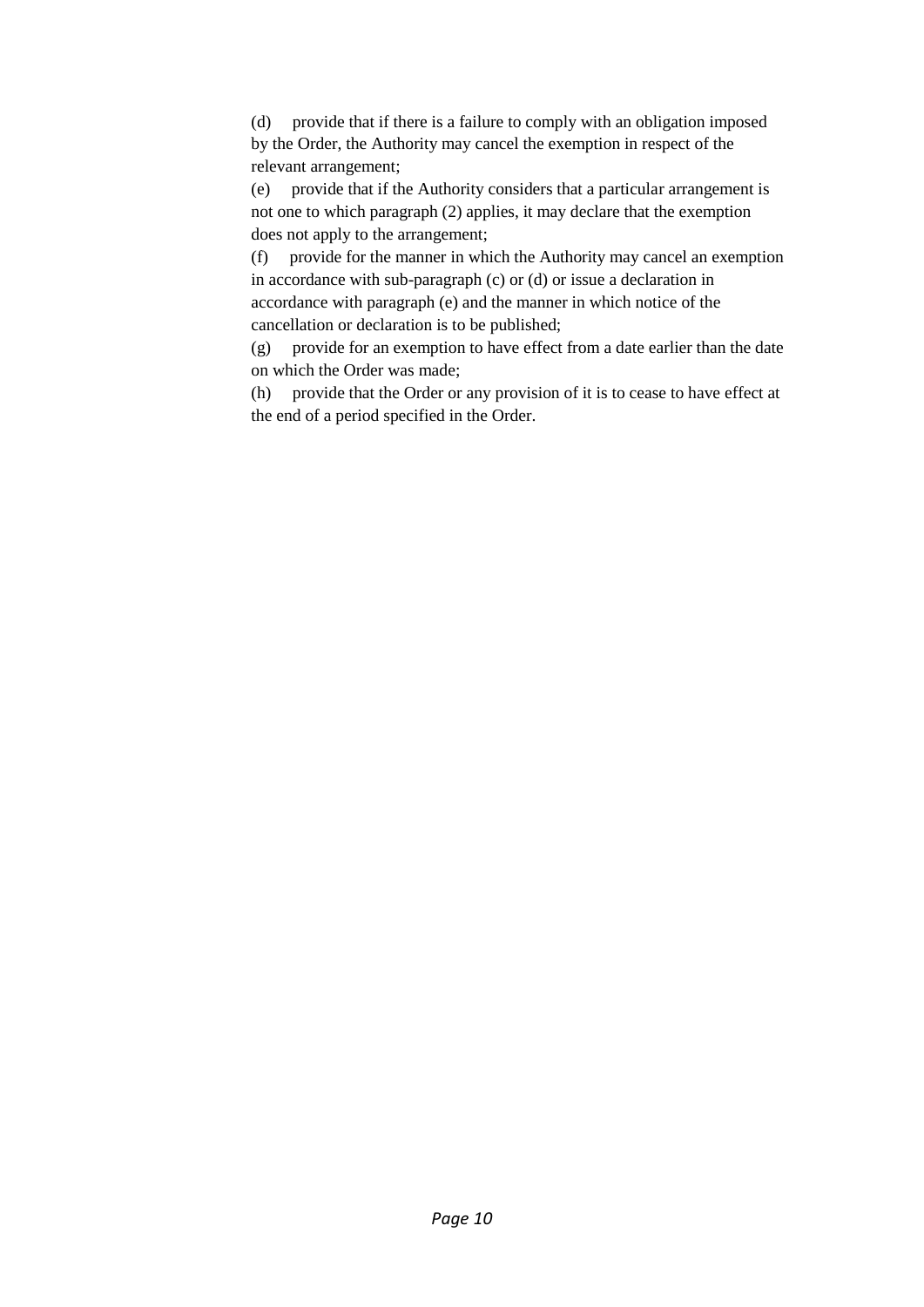(d) provide that if there is a failure to comply with an obligation imposed by the Order, the Authority may cancel the exemption in respect of the relevant arrangement;

(e) provide that if the Authority considers that a particular arrangement is not one to which paragraph (2) applies, it may declare that the exemption does not apply to the arrangement;

(f) provide for the manner in which the Authority may cancel an exemption in accordance with sub-paragraph (c) or (d) or issue a declaration in accordance with paragraph (e) and the manner in which notice of the cancellation or declaration is to be published;

(g) provide for an exemption to have effect from a date earlier than the date on which the Order was made;

(h) provide that the Order or any provision of it is to cease to have effect at the end of a period specified in the Order.